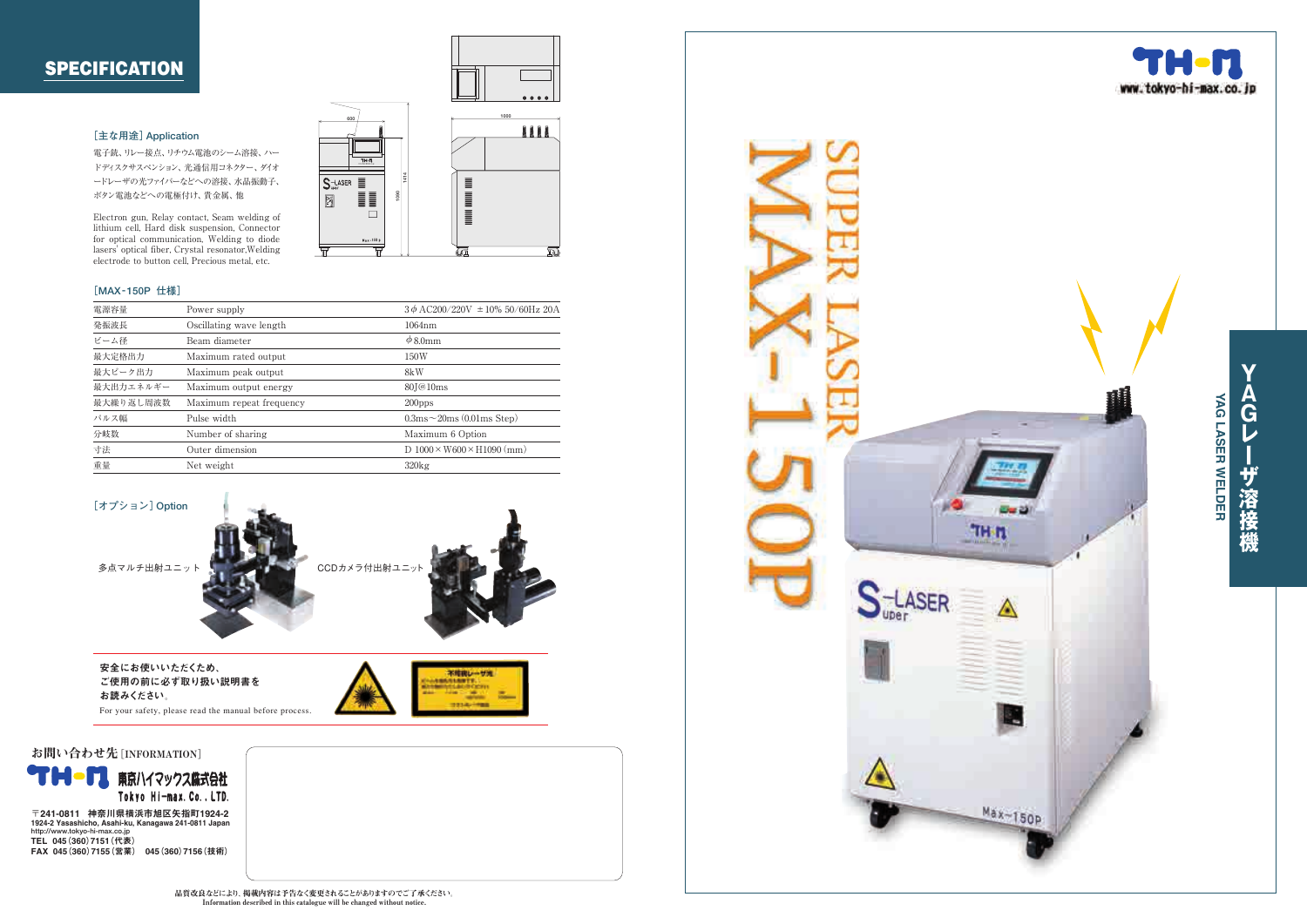## SPECIFICATION

[主な用途] Application

電子銃、リレー接点、リチウム電池のシーム溶接、ハードディスクサスペンション、光通信用コネクター、ダイオードレーザの光ファイバーなどへの溶接、水晶振動子、ボタン電池などへの電極付け、貴金属、他

Electron gun, Relay contact, Seam welding of lithium cell, Hard disk suspension, Connector for optical communication, Welding to diode lasers' optical fiber, Crystal resonator,Welding electrode to button cell, Precious metal, etc.

[MAX-150P 仕様]

| 電源容量 | Power supply | 3$\phi$ AC200/220V ±10% 50/60Hz 20A |
|---|---|---|
| 発振波長 | Oscillating wave length | 1064nm |
| ビーム径 | Beam diameter | $\phi$8.0mm |
| 最大定格出力 | Maximum rated output | 150W |
| 最大ピーク出力 | Maximum peak output | 8kW |
| 最大出力エネルギー | Maximum output energy | 80J@10ms |
| 最大繰り返し周波数 | Maximum repeat frequency | 200pps |
| パルス幅 | Pulse width | 0.3ms～20ms (0.01ms Step) |
| 分岐数 | Number of sharing | Maximum 6 Option |
| 寸法 | Outer dimension | D 1000×W600×H1090 (mm) |
| 重量 | Net weight | 320kg |

[オプション] Option

多点マルチ出射ユニット

CCDカメラ付出射ユニット

**安全にお使いいただくため、ご使用の前に必ず取り扱い説明書をお読みください。**

For your safety, please read the manual before process.

お問い合わせ先 [INFORMATION]

TH-M 東京ハイマックス株式会社 Tokyo Hi-max. Co., LTD.

〒241-0811 神奈川県横浜市旭区矢指町1924-2
1924-2 Yasashicho, Asahi-ku, Kanagawa 241-0811 Japan
http://www.tokyo-hi-max.co.jp
TEL 045(360)7151(代表)
FAX 045(360)7155(営業) 045(360)7156(技術)

品質改良などにより、掲載内容は予告なく変更されることがありますのでご了承ください。
Information described in this catalogue will be changed without notice.

TH-M www.tokyo-hi-max.co.jp

# SUPER LASER MAX-150P

YAGレーザ溶接機
YAG LASER WELDER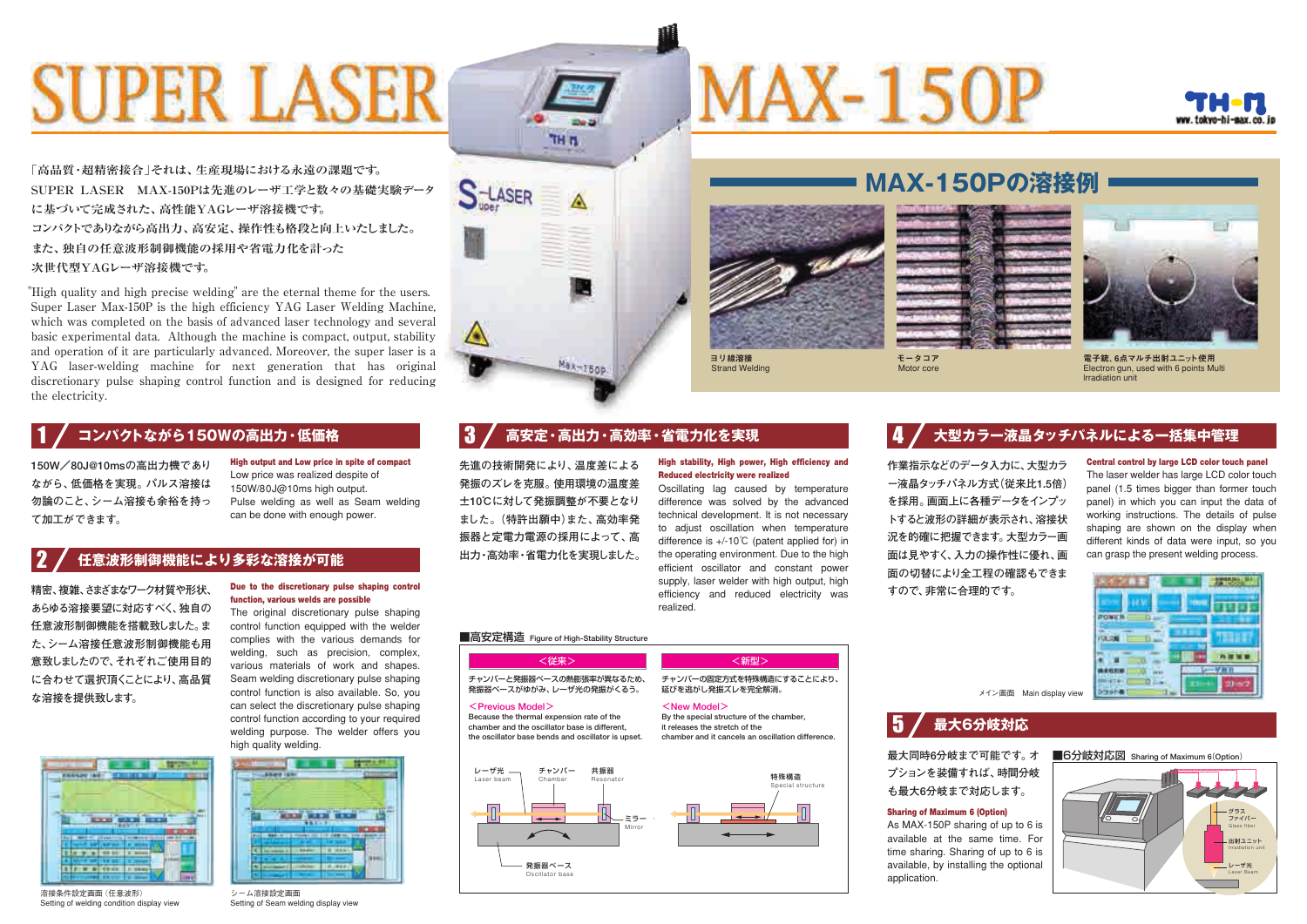# SUPER LASER MAX-150P

「高品質・超精密接合」それは、生産現場における永遠の課題です。
SUPER LASER　MAX-150Pは先進のレーザ工学と数々の基礎実験データに基づいて完成された、高性能YAGレーザ溶接機です。
コンパクトでありながら高出力、高安定、操作性も格段と向上いたしました。
また、独自の任意波形制御機能の採用や省電力化を計った次世代型YAGレーザ溶接機です。

"High quality and high precise welding" are the eternal theme for the users. Super Laser Max-150P is the high efficiency YAG Laser Welding Machine, which was completed on the basis of advanced laser technology and several basic experimental data. Although the machine is compact, output, stability and operation of it are particularly advanced. Moreover, the super laser is a YAG laser-welding machine for next generation that has original discretionary pulse shaping control function and is designed for reducing the electricity.

## MAX-150Pの溶接例

ヨリ線溶接
Strand Welding

モータコア
Motor core

電子銃、6点マルチ出射ユニット使用
Electron gun, used with 6 points Multi Irradiation unit

## 1 コンパクトながら150Wの高出力・低価格

150W／80J@10msの高出力機でありながら、低価格を実現。パルス溶接は勿論のこと、シーム溶接も余裕を持って加工ができます。

**High output and Low price in spite of compact**
Low price was realized despite of 150W/80J@10ms high output.
Pulse welding as well as Seam welding can be done with enough power.

## 2 任意波形制御機能により多彩な溶接が可能

精密、複雑、さまざまなワーク材質や形状、あらゆる溶接要望に対応すべく、独自の任意波形制御機能を搭載致しました。また、シーム溶接任意波形制御機能も用意致しましたので、それぞれ使用目的に合わせて選択頂くことにより、高品質な溶接を提供致します。

**Due to the discretionary pulse shaping control function, various welds are possible**
The original discretionary pulse shaping control function equipped with the welder complies with the various demands for welding, such as precision, complex, various materials of work and shapes. Seam welding discretionary pulse shaping control function is also available. So, you can select the discretionary pulse shaping control function according to your required welding purpose. The welder offers you high quality welding.

溶接条件設定画面（任意波形）
Setting of welding condition display view

シーム溶接設定画面
Setting of Seam welding display view

## 3 高安定・高出力・高効率・省電力化を実現

先進の技術開発により、温度差による発振のズレを克服。使用環境の温度差±10℃に対して発振調整が不要となりました。（特許出願中）また、高効率発振器と定電力電源の採用によって、高出力・高効率・省電力化を実現しました。

**High stability, High power, High efficiency and Reduced electricity were realized**
Oscillating lag caused by temperature difference was solved by the advanced technical development. It is not necessary to adjust oscillation when temperature difference is +/-10℃ (patent applied for) in the operating environment. Due to the high efficient oscillator and constant power supply, laser welder with high output, high efficiency and reduced electricity was realized.

■高安定構造 Figure of High-Stability Structure

＜従来＞
チャンバーと発振器ベースの熱膨張率が異なるため、発振器ベースがゆがみ、レーザ光の発振がくるう。
＜Previous Model＞
Because the thermal expansion rate of the chamber and the oscillator base is different, the oscillator base bends and oscillator is upset.

レーザ光 Laser beam
チャンバー Chamber
共振器 Resonator
ミラー Mirror
発振器ベース Oscillator base

＜新型＞
チャンバーの固定方式を特殊構造にすることにより、延びを逃がし発振ズレを完全解消。
＜New Model＞
By the special structure of the chamber, it releases the stretch of the chamber and it cancels an oscillation difference.

特殊構造 Special structure

## 4 大型カラー液晶タッチパネルによる一括集中管理

作業指示などのデータ入力に、大型カラー液晶タッチパネル方式（従来比1.5倍）を採用。画面上に各種データをインプットすると波形の詳細が表示され、溶接状況を的確に把握できます。大型カラー画面は見やすく、入力の操作性に優れ、画面の切替により全工程の確認もできますので、非常に合理的です。

**Central control by large LCD color touch panel**
The laser welder has large LCD color touch panel (1.5 times bigger than former touch panel) in which you can input the data of working instructions. The details of pulse shaping are shown on the display when different kinds of data were input, so you can grasp the present welding process.

メイン画面　Main display view

## 5 最大6分岐対応

最大同時6分岐まで可能です。オプションを装備すれば、時間分岐も最大6分岐まで対応します。

**Sharing of Maximum 6 (Option)**
As MAX-150P sharing of up to 6 is available at the same time. For time sharing. Sharing of up to 6 is available, by installing the optional application.

■6分岐対応図 Sharing of Maximum 6(Option)

グラスファイバー Glass fiber
出射ユニット Irradiation unit
レーザ光 Laser Beam